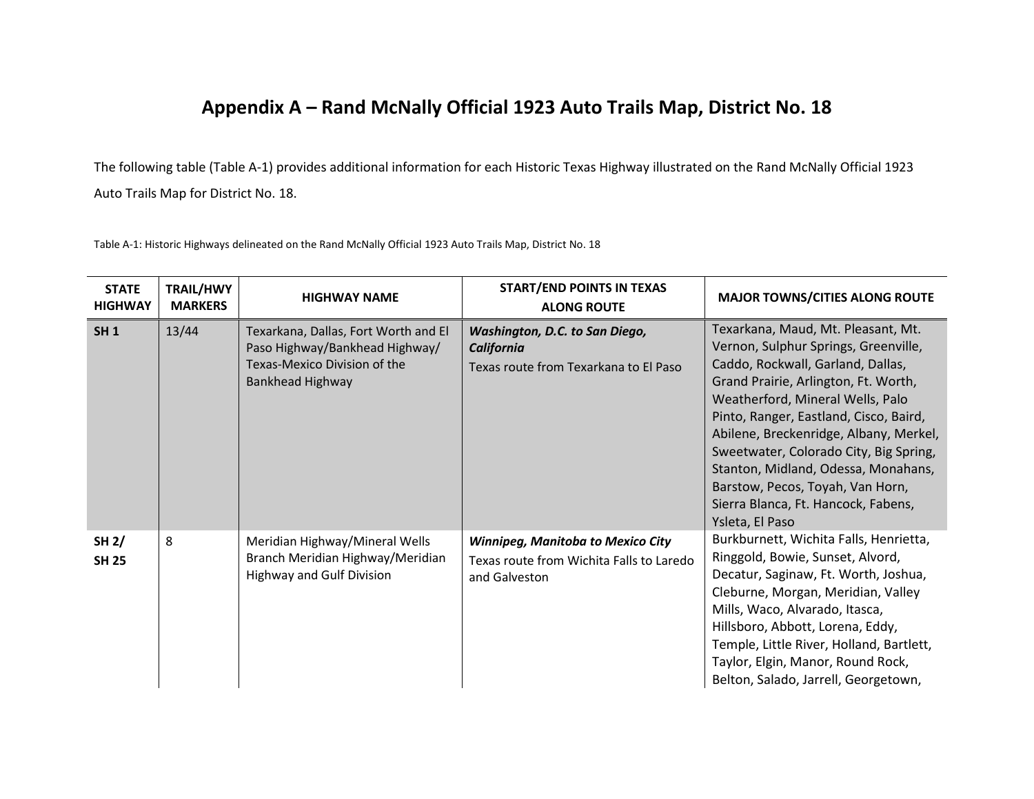# Appendix A – Rand McNally Official 1923 Auto Trails Map, District No. 18

The following table (Table A-1) provides additional information for each Historic Texas Highway illustrated on the Rand McNally Official 1923 Auto Trails Map for District No. 18.

Table A-1: Historic Highways delineated on the Rand McNally Official 1923 Auto Trails Map, District No. 18

| STATE HIGHWAY | TRAIL/HWY MARKERS | HIGHWAY NAME | START/END POINTS IN TEXAS ALONG ROUTE | MAJOR TOWNS/CITIES ALONG ROUTE |
|---|---|---|---|---|
| **SH 1** | 13/44 | Texarkana, Dallas, Fort Worth and El Paso Highway/Bankhead Highway/ Texas-Mexico Division of the Bankhead Highway | ***Washington, D.C. to San Diego, California*** Texas route from Texarkana to El Paso | Texarkana, Maud, Mt. Pleasant, Mt. Vernon, Sulphur Springs, Greenville, Caddo, Rockwall, Garland, Dallas, Grand Prairie, Arlington, Ft. Worth, Weatherford, Mineral Wells, Palo Pinto, Ranger, Eastland, Cisco, Baird, Abilene, Breckenridge, Albany, Merkel, Sweetwater, Colorado City, Big Spring, Stanton, Midland, Odessa, Monahans, Barstow, Pecos, Toyah, Van Horn, Sierra Blanca, Ft. Hancock, Fabens, Ysleta, El Paso |
| **SH 2/ SH 25** | 8 | Meridian Highway/Mineral Wells Branch Meridian Highway/Meridian Highway and Gulf Division | ***Winnipeg, Manitoba to Mexico City*** Texas route from Wichita Falls to Laredo and Galveston | Burkburnett, Wichita Falls, Henrietta, Ringgold, Bowie, Sunset, Alvord, Decatur, Saginaw, Ft. Worth, Joshua, Cleburne, Morgan, Meridian, Valley Mills, Waco, Alvarado, Itasca, Hillsboro, Abbott, Lorena, Eddy, Temple, Little River, Holland, Bartlett, Taylor, Elgin, Manor, Round Rock, Belton, Salado, Jarrell, Georgetown, |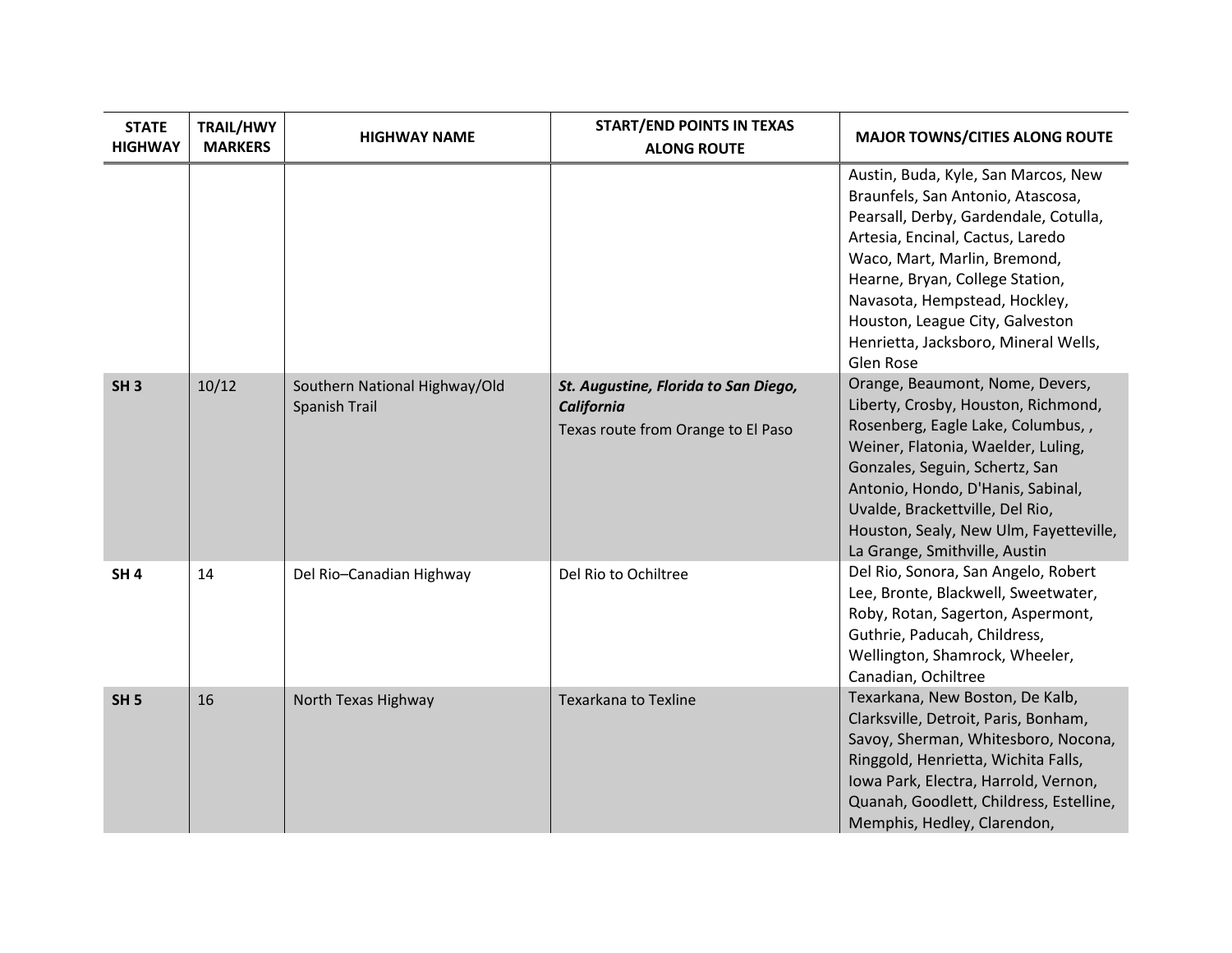| STATE HIGHWAY | TRAIL/HWY MARKERS | HIGHWAY NAME | START/END POINTS IN TEXAS ALONG ROUTE | MAJOR TOWNS/CITIES ALONG ROUTE |
|---|---|---|---|---|
| | | | | Austin, Buda, Kyle, San Marcos, New Braunfels, San Antonio, Atascosa, Pearsall, Derby, Gardendale, Cotulla, Artesia, Encinal, Cactus, Laredo Waco, Mart, Marlin, Bremond, Hearne, Bryan, College Station, Navasota, Hempstead, Hockley, Houston, League City, Galveston Henrietta, Jacksboro, Mineral Wells, Glen Rose |
| **SH 3** | 10/12 | Southern National Highway/Old Spanish Trail | ***St. Augustine, Florida to San Diego, California*** Texas route from Orange to El Paso | Orange, Beaumont, Nome, Devers, Liberty, Crosby, Houston, Richmond, Rosenberg, Eagle Lake, Columbus, , Weiner, Flatonia, Waelder, Luling, Gonzales, Seguin, Schertz, San Antonio, Hondo, D'Hanis, Sabinal, Uvalde, Brackettville, Del Rio, Houston, Sealy, New Ulm, Fayetteville, La Grange, Smithville, Austin |
| **SH 4** | 14 | Del Rio–Canadian Highway | Del Rio to Ochiltree | Del Rio, Sonora, San Angelo, Robert Lee, Bronte, Blackwell, Sweetwater, Roby, Rotan, Sagerton, Aspermont, Guthrie, Paducah, Childress, Wellington, Shamrock, Wheeler, Canadian, Ochiltree |
| **SH 5** | 16 | North Texas Highway | Texarkana to Texline | Texarkana, New Boston, De Kalb, Clarksville, Detroit, Paris, Bonham, Savoy, Sherman, Whitesboro, Nocona, Ringgold, Henrietta, Wichita Falls, Iowa Park, Electra, Harrold, Vernon, Quanah, Goodlett, Childress, Estelline, Memphis, Hedley, Clarendon, |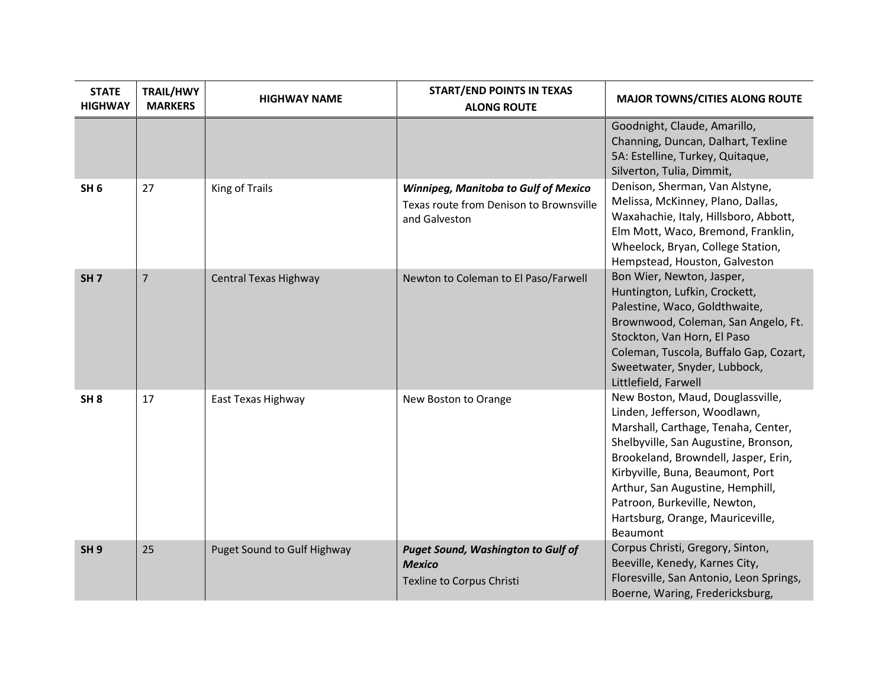| STATE HIGHWAY | TRAIL/HWY MARKERS | HIGHWAY NAME | START/END POINTS IN TEXAS ALONG ROUTE | MAJOR TOWNS/CITIES ALONG ROUTE |
|---|---|---|---|---|
| | | | | Goodnight, Claude, Amarillo, Channing, Duncan, Dalhart, Texline<br>5A: Estelline, Turkey, Quitaque, Silverton, Tulia, Dimmit, |
| **SH 6** | 27 | King of Trails | ***Winnipeg, Manitoba to Gulf of Mexico***<br>Texas route from Denison to Brownsville and Galveston | Denison, Sherman, Van Alstyne, Melissa, McKinney, Plano, Dallas, Waxahachie, Italy, Hillsboro, Abbott, Elm Mott, Waco, Bremond, Franklin, Wheelock, Bryan, College Station, Hempstead, Houston, Galveston |
| **SH 7** | 7 | Central Texas Highway | Newton to Coleman to El Paso/Farwell | Bon Wier, Newton, Jasper, Huntington, Lufkin, Crockett, Palestine, Waco, Goldthwaite, Brownwood, Coleman, San Angelo, Ft. Stockton, Van Horn, El Paso<br>Coleman, Tuscola, Buffalo Gap, Cozart, Sweetwater, Snyder, Lubbock, Littlefield, Farwell |
| **SH 8** | 17 | East Texas Highway | New Boston to Orange | New Boston, Maud, Douglassville, Linden, Jefferson, Woodlawn, Marshall, Carthage, Tenaha, Center, Shelbyville, San Augustine, Bronson, Brookeland, Browndell, Jasper, Erin, Kirbyville, Buna, Beaumont, Port Arthur, San Augustine, Hemphill, Patroon, Burkeville, Newton, Hartsburg, Orange, Mauriceville, Beaumont |
| **SH 9** | 25 | Puget Sound to Gulf Highway | ***Puget Sound, Washington to Gulf of Mexico***<br>Texline to Corpus Christi | Corpus Christi, Gregory, Sinton, Beeville, Kenedy, Karnes City, Floresville, San Antonio, Leon Springs, Boerne, Waring, Fredericksburg, |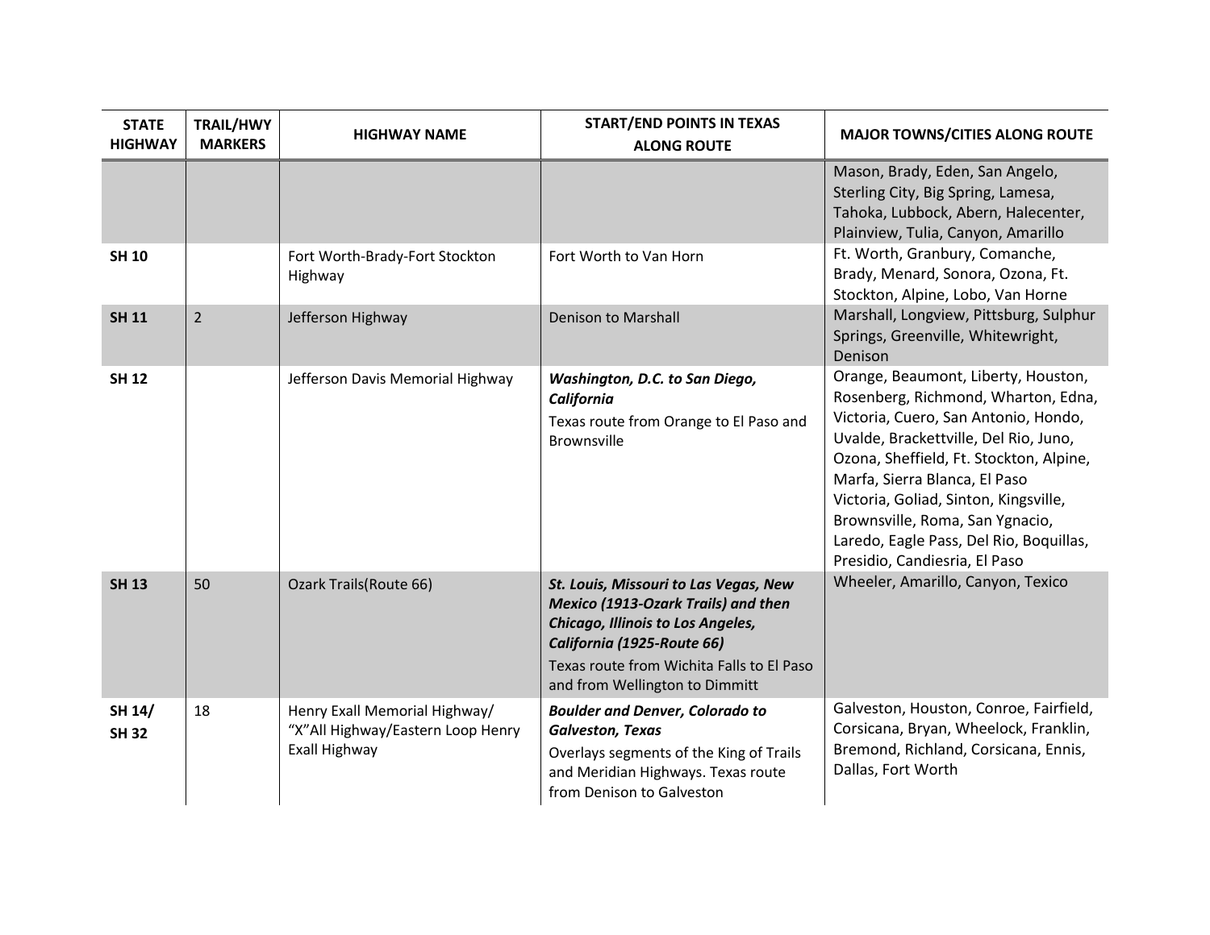| STATE HIGHWAY | TRAIL/HWY MARKERS | HIGHWAY NAME | START/END POINTS IN TEXAS ALONG ROUTE | MAJOR TOWNS/CITIES ALONG ROUTE |
|---|---|---|---|---|
| | | | | Mason, Brady, Eden, San Angelo, Sterling City, Big Spring, Lamesa, Tahoka, Lubbock, Abern, Halecenter, Plainview, Tulia, Canyon, Amarillo |
| **SH 10** | | Fort Worth-Brady-Fort Stockton Highway | Fort Worth to Van Horn | Ft. Worth, Granbury, Comanche, Brady, Menard, Sonora, Ozona, Ft. Stockton, Alpine, Lobo, Van Horne |
| **SH 11** | 2 | Jefferson Highway | Denison to Marshall | Marshall, Longview, Pittsburg, Sulphur Springs, Greenville, Whitewright, Denison |
| **SH 12** | | Jefferson Davis Memorial Highway | ***Washington, D.C. to San Diego, California*** Texas route from Orange to El Paso and Brownsville | Orange, Beaumont, Liberty, Houston, Rosenberg, Richmond, Wharton, Edna, Victoria, Cuero, San Antonio, Hondo, Uvalde, Brackettville, Del Rio, Juno, Ozona, Sheffield, Ft. Stockton, Alpine, Marfa, Sierra Blanca, El Paso Victoria, Goliad, Sinton, Kingsville, Brownsville, Roma, San Ygnacio, Laredo, Eagle Pass, Del Rio, Boquillas, Presidio, Candiesria, El Paso |
| **SH 13** | 50 | Ozark Trails(Route 66) | ***St. Louis, Missouri to Las Vegas, New Mexico (1913-Ozark Trails) and then Chicago, Illinois to Los Angeles, California (1925-Route 66)*** Texas route from Wichita Falls to El Paso and from Wellington to Dimmitt | Wheeler, Amarillo, Canyon, Texico |
| **SH 14/ SH 32** | 18 | Henry Exall Memorial Highway/ "X"All Highway/Eastern Loop Henry Exall Highway | ***Boulder and Denver, Colorado to Galveston, Texas*** Overlays segments of the King of Trails and Meridian Highways. Texas route from Denison to Galveston | Galveston, Houston, Conroe, Fairfield, Corsicana, Bryan, Wheelock, Franklin, Bremond, Richland, Corsicana, Ennis, Dallas, Fort Worth |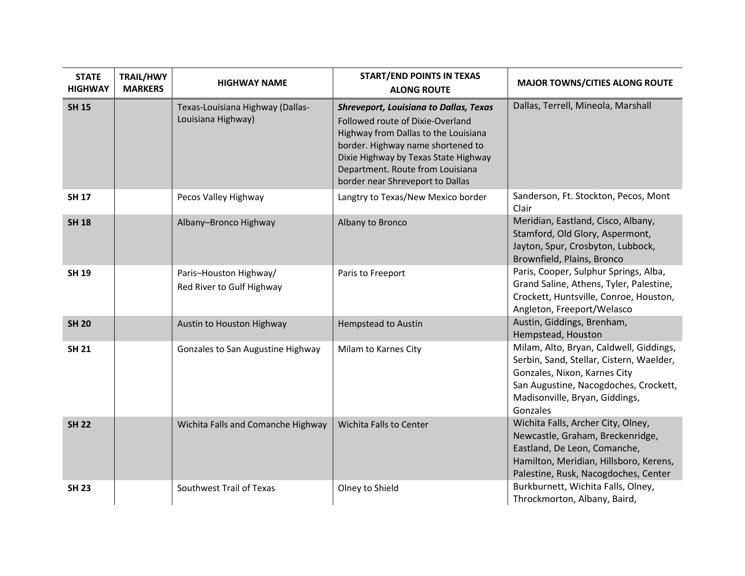| STATE HIGHWAY | TRAIL/HWY MARKERS | HIGHWAY NAME | START/END POINTS IN TEXAS ALONG ROUTE | MAJOR TOWNS/CITIES ALONG ROUTE |
|---|---|---|---|---|
| **SH 15** | | Texas-Louisiana Highway (Dallas-Louisiana Highway) | ***Shreveport, Louisiana to Dallas, Texas*** Followed route of Dixie-Overland Highway from Dallas to the Louisiana border. Highway name shortened to Dixie Highway by Texas State Highway Department. Route from Louisiana border near Shreveport to Dallas | Dallas, Terrell, Mineola, Marshall |
| **SH 17** | | Pecos Valley Highway | Langtry to Texas/New Mexico border | Sanderson, Ft. Stockton, Pecos, Mont Clair |
| **SH 18** | | Albany–Bronco Highway | Albany to Bronco | Meridian, Eastland, Cisco, Albany, Stamford, Old Glory, Aspermont, Jayton, Spur, Crosbyton, Lubbock, Brownfield, Plains, Bronco |
| **SH 19** | | Paris–Houston Highway/ Red River to Gulf Highway | Paris to Freeport | Paris, Cooper, Sulphur Springs, Alba, Grand Saline, Athens, Tyler, Palestine, Crockett, Huntsville, Conroe, Houston, Angleton, Freeport/Welasco |
| **SH 20** | | Austin to Houston Highway | Hempstead to Austin | Austin, Giddings, Brenham, Hempstead, Houston |
| **SH 21** | | Gonzales to San Augustine Highway | Milam to Karnes City | Milam, Alto, Bryan, Caldwell, Giddings, Serbin, Sand, Stellar, Cistern, Waelder, Gonzales, Nixon, Karnes City San Augustine, Nacogdoches, Crockett, Madisonville, Bryan, Giddings, Gonzales |
| **SH 22** | | Wichita Falls and Comanche Highway | Wichita Falls to Center | Wichita Falls, Archer City, Olney, Newcastle, Graham, Breckenridge, Eastland, De Leon, Comanche, Hamilton, Meridian, Hillsboro, Kerens, Palestine, Rusk, Nacogdoches, Center |
| **SH 23** | | Southwest Trail of Texas | Olney to Shield | Burkburnett, Wichita Falls, Olney, Throckmorton, Albany, Baird, |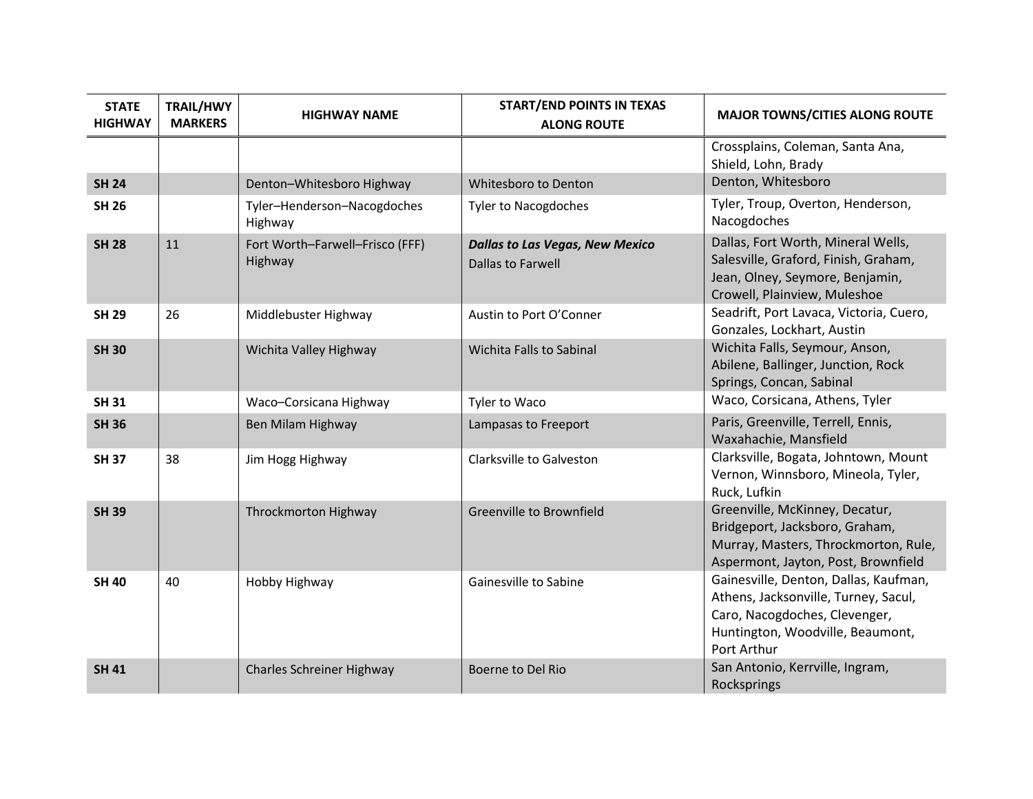| STATE HIGHWAY | TRAIL/HWY MARKERS | HIGHWAY NAME | START/END POINTS IN TEXAS ALONG ROUTE | MAJOR TOWNS/CITIES ALONG ROUTE |
|---|---|---|---|---|
| | | | | Crossplains, Coleman, Santa Ana, Shield, Lohn, Brady |
| **SH 24** | | Denton–Whitesboro Highway | Whitesboro to Denton | Denton, Whitesboro |
| **SH 26** | | Tyler–Henderson–Nacogdoches Highway | Tyler to Nacogdoches | Tyler, Troup, Overton, Henderson, Nacogdoches |
| **SH 28** | 11 | Fort Worth–Farwell–Frisco (FFF) Highway | ***Dallas to Las Vegas, New Mexico*** Dallas to Farwell | Dallas, Fort Worth, Mineral Wells, Salesville, Graford, Finish, Graham, Jean, Olney, Seymore, Benjamin, Crowell, Plainview, Muleshoe |
| **SH 29** | 26 | Middlebuster Highway | Austin to Port O'Conner | Seadrift, Port Lavaca, Victoria, Cuero, Gonzales, Lockhart, Austin |
| **SH 30** | | Wichita Valley Highway | Wichita Falls to Sabinal | Wichita Falls, Seymour, Anson, Abilene, Ballinger, Junction, Rock Springs, Concan, Sabinal |
| **SH 31** | | Waco–Corsicana Highway | Tyler to Waco | Waco, Corsicana, Athens, Tyler |
| **SH 36** | | Ben Milam Highway | Lampasas to Freeport | Paris, Greenville, Terrell, Ennis, Waxahachie, Mansfield |
| **SH 37** | 38 | Jim Hogg Highway | Clarksville to Galveston | Clarksville, Bogata, Johntown, Mount Vernon, Winnsboro, Mineola, Tyler, Ruck, Lufkin |
| **SH 39** | | Throckmorton Highway | Greenville to Brownfield | Greenville, McKinney, Decatur, Bridgeport, Jacksboro, Graham, Murray, Masters, Throckmorton, Rule, Aspermont, Jayton, Post, Brownfield |
| **SH 40** | 40 | Hobby Highway | Gainesville to Sabine | Gainesville, Denton, Dallas, Kaufman, Athens, Jacksonville, Turney, Sacul, Caro, Nacogdoches, Clevenger, Huntington, Woodville, Beaumont, Port Arthur |
| **SH 41** | | Charles Schreiner Highway | Boerne to Del Rio | San Antonio, Kerrville, Ingram, Rocksprings |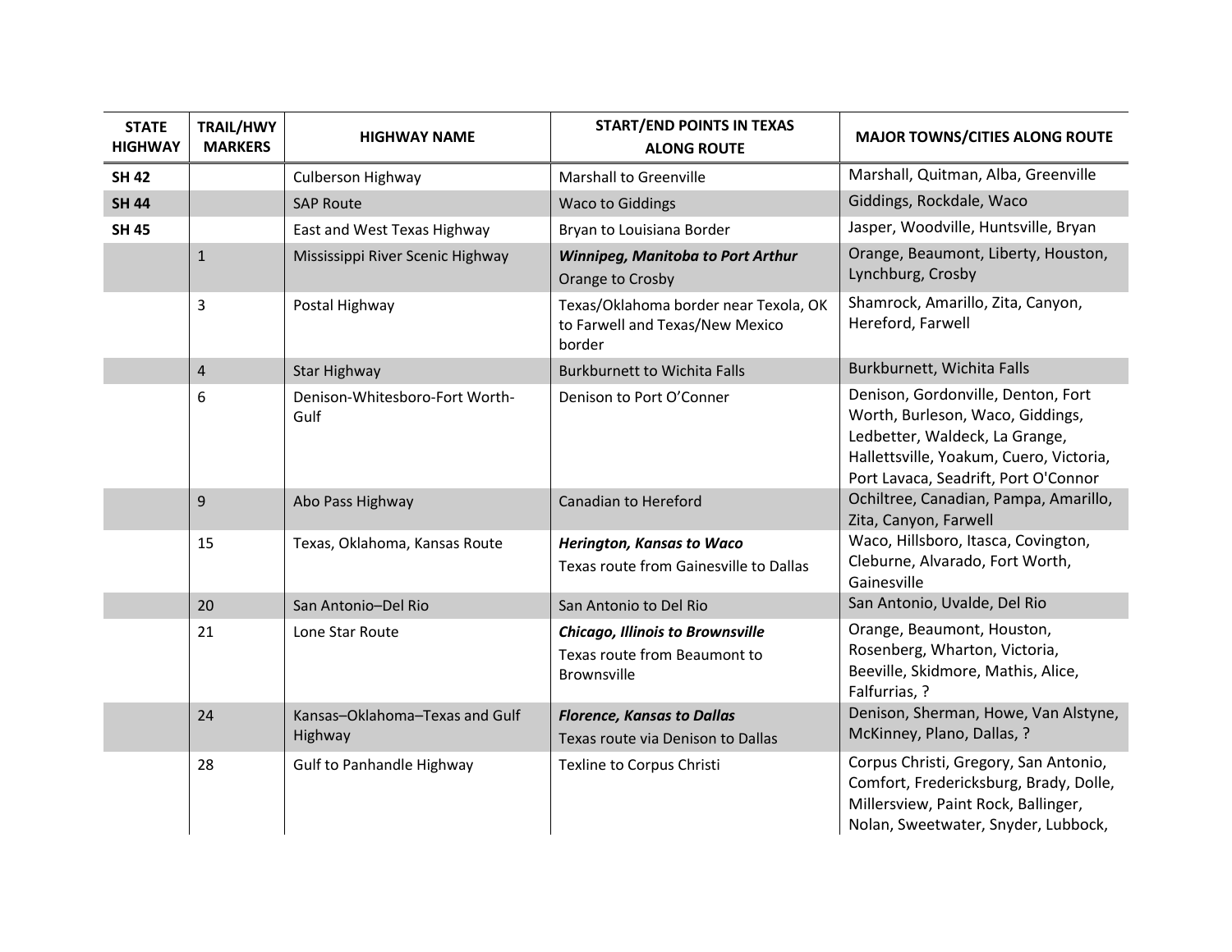| STATE HIGHWAY | TRAIL/HWY MARKERS | HIGHWAY NAME | START/END POINTS IN TEXAS ALONG ROUTE | MAJOR TOWNS/CITIES ALONG ROUTE |
|---|---|---|---|---|
| **SH 42** | | Culberson Highway | Marshall to Greenville | Marshall, Quitman, Alba, Greenville |
| **SH 44** | | SAP Route | Waco to Giddings | Giddings, Rockdale, Waco |
| **SH 45** | | East and West Texas Highway | Bryan to Louisiana Border | Jasper, Woodville, Huntsville, Bryan |
| | 1 | Mississippi River Scenic Highway | ***Winnipeg, Manitoba to Port Arthur*** Orange to Crosby | Orange, Beaumont, Liberty, Houston, Lynchburg, Crosby |
| | 3 | Postal Highway | Texas/Oklahoma border near Texola, OK to Farwell and Texas/New Mexico border | Shamrock, Amarillo, Zita, Canyon, Hereford, Farwell |
| | 4 | Star Highway | Burkburnett to Wichita Falls | Burkburnett, Wichita Falls |
| | 6 | Denison-Whitesboro-Fort Worth-Gulf | Denison to Port O'Conner | Denison, Gordonville, Denton, Fort Worth, Burleson, Waco, Giddings, Ledbetter, Waldeck, La Grange, Hallettsville, Yoakum, Cuero, Victoria, Port Lavaca, Seadrift, Port O'Connor |
| | 9 | Abo Pass Highway | Canadian to Hereford | Ochiltree, Canadian, Pampa, Amarillo, Zita, Canyon, Farwell |
| | 15 | Texas, Oklahoma, Kansas Route | ***Herington, Kansas to Waco*** Texas route from Gainesville to Dallas | Waco, Hillsboro, Itasca, Covington, Cleburne, Alvarado, Fort Worth, Gainesville |
| | 20 | San Antonio–Del Rio | San Antonio to Del Rio | San Antonio, Uvalde, Del Rio |
| | 21 | Lone Star Route | ***Chicago, Illinois to Brownsville*** Texas route from Beaumont to Brownsville | Orange, Beaumont, Houston, Rosenberg, Wharton, Victoria, Beeville, Skidmore, Mathis, Alice, Falfurrias, ? |
| | 24 | Kansas–Oklahoma–Texas and Gulf Highway | ***Florence, Kansas to Dallas*** Texas route via Denison to Dallas | Denison, Sherman, Howe, Van Alstyne, McKinney, Plano, Dallas, ? |
| | 28 | Gulf to Panhandle Highway | Texline to Corpus Christi | Corpus Christi, Gregory, San Antonio, Comfort, Fredericksburg, Brady, Dolle, Millersview, Paint Rock, Ballinger, Nolan, Sweetwater, Snyder, Lubbock, |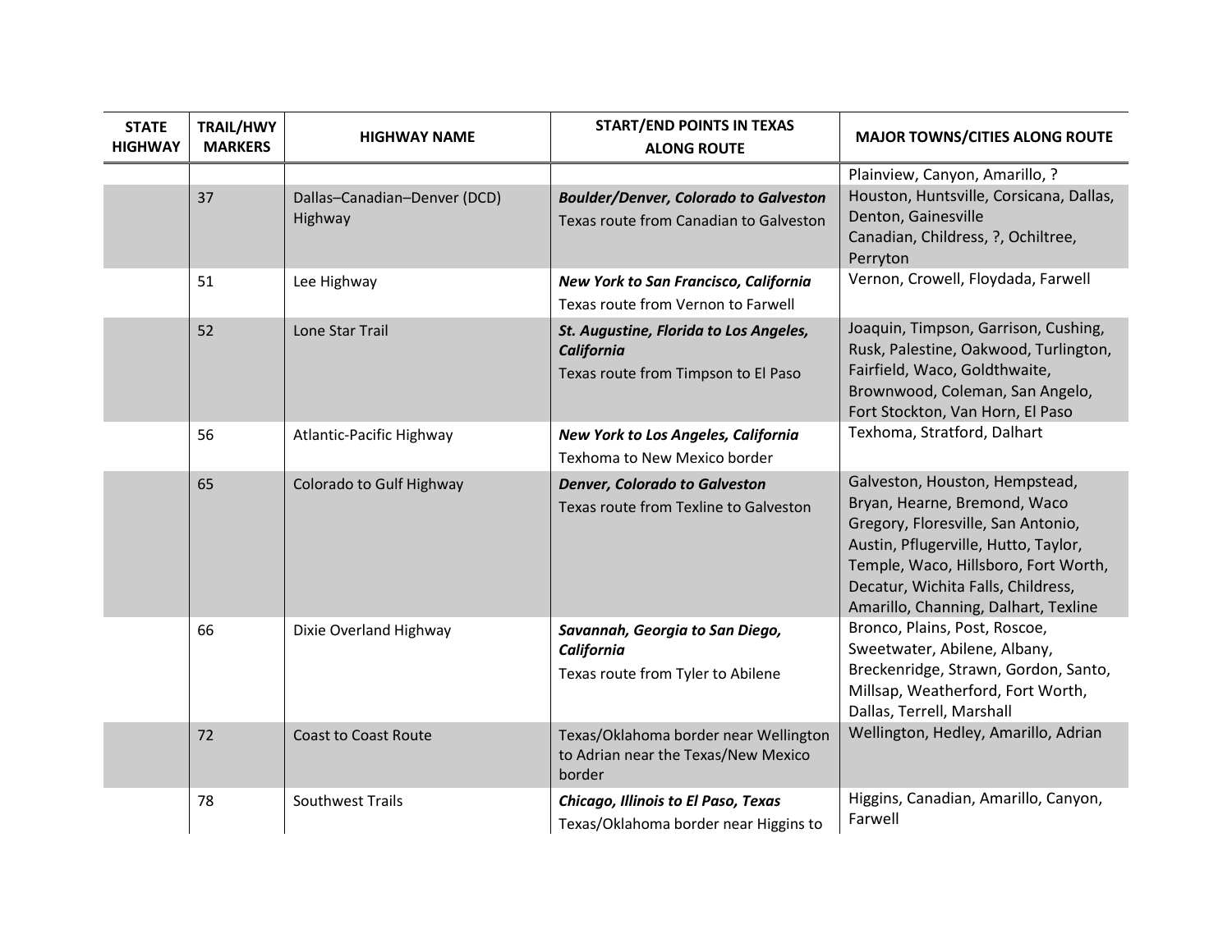| STATE HIGHWAY | TRAIL/HWY MARKERS | HIGHWAY NAME | START/END POINTS IN TEXAS ALONG ROUTE | MAJOR TOWNS/CITIES ALONG ROUTE |
|---|---|---|---|---|
| | | | | Plainview, Canyon, Amarillo, ? |
| | 37 | Dallas–Canadian–Denver (DCD) Highway | ***Boulder/Denver, Colorado to Galveston*** Texas route from Canadian to Galveston | Houston, Huntsville, Corsicana, Dallas, Denton, Gainesville Canadian, Childress, ?, Ochiltree, Perryton |
| | 51 | Lee Highway | ***New York to San Francisco, California*** Texas route from Vernon to Farwell | Vernon, Crowell, Floydada, Farwell |
| | 52 | Lone Star Trail | ***St. Augustine, Florida to Los Angeles, California*** Texas route from Timpson to El Paso | Joaquin, Timpson, Garrison, Cushing, Rusk, Palestine, Oakwood, Turlington, Fairfield, Waco, Goldthwaite, Brownwood, Coleman, San Angelo, Fort Stockton, Van Horn, El Paso |
| | 56 | Atlantic-Pacific Highway | ***New York to Los Angeles, California*** Texhoma to New Mexico border | Texhoma, Stratford, Dalhart |
| | 65 | Colorado to Gulf Highway | ***Denver, Colorado to Galveston*** Texas route from Texline to Galveston | Galveston, Houston, Hempstead, Bryan, Hearne, Bremond, Waco Gregory, Floresville, San Antonio, Austin, Pflugerville, Hutto, Taylor, Temple, Waco, Hillsboro, Fort Worth, Decatur, Wichita Falls, Childress, Amarillo, Channing, Dalhart, Texline |
| | 66 | Dixie Overland Highway | ***Savannah, Georgia to San Diego, California*** Texas route from Tyler to Abilene | Bronco, Plains, Post, Roscoe, Sweetwater, Abilene, Albany, Breckenridge, Strawn, Gordon, Santo, Millsap, Weatherford, Fort Worth, Dallas, Terrell, Marshall |
| | 72 | Coast to Coast Route | Texas/Oklahoma border near Wellington to Adrian near the Texas/New Mexico border | Wellington, Hedley, Amarillo, Adrian |
| | 78 | Southwest Trails | ***Chicago, Illinois to El Paso, Texas*** Texas/Oklahoma border near Higgins to | Higgins, Canadian, Amarillo, Canyon, Farwell |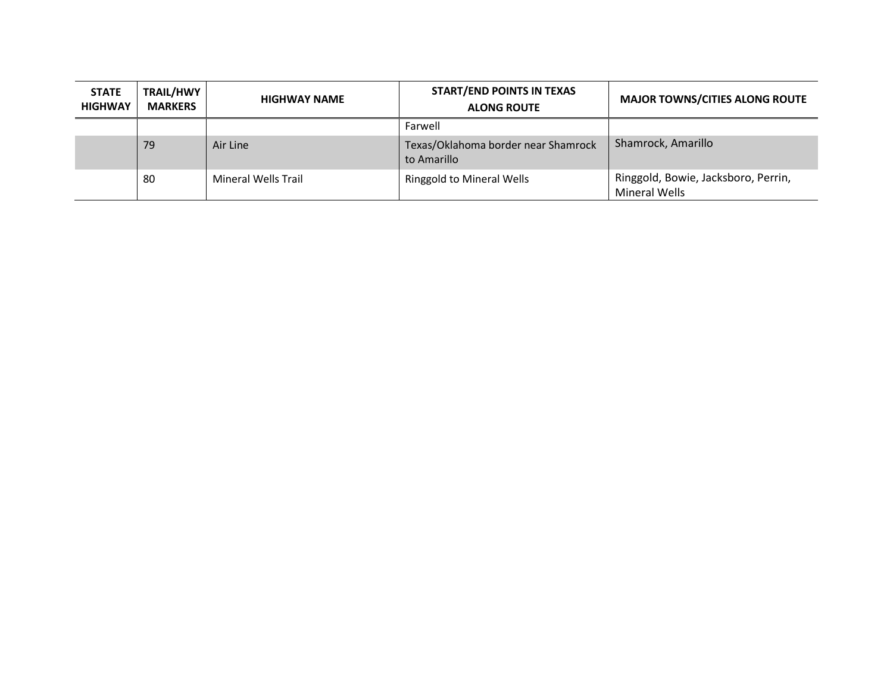| STATE HIGHWAY | TRAIL/HWY MARKERS | HIGHWAY NAME | START/END POINTS IN TEXAS ALONG ROUTE | MAJOR TOWNS/CITIES ALONG ROUTE |
|---|---|---|---|---|
| | | | Farwell | |
| | 79 | Air Line | Texas/Oklahoma border near Shamrock to Amarillo | Shamrock, Amarillo |
| | 80 | Mineral Wells Trail | Ringgold to Mineral Wells | Ringgold, Bowie, Jacksboro, Perrin, Mineral Wells |